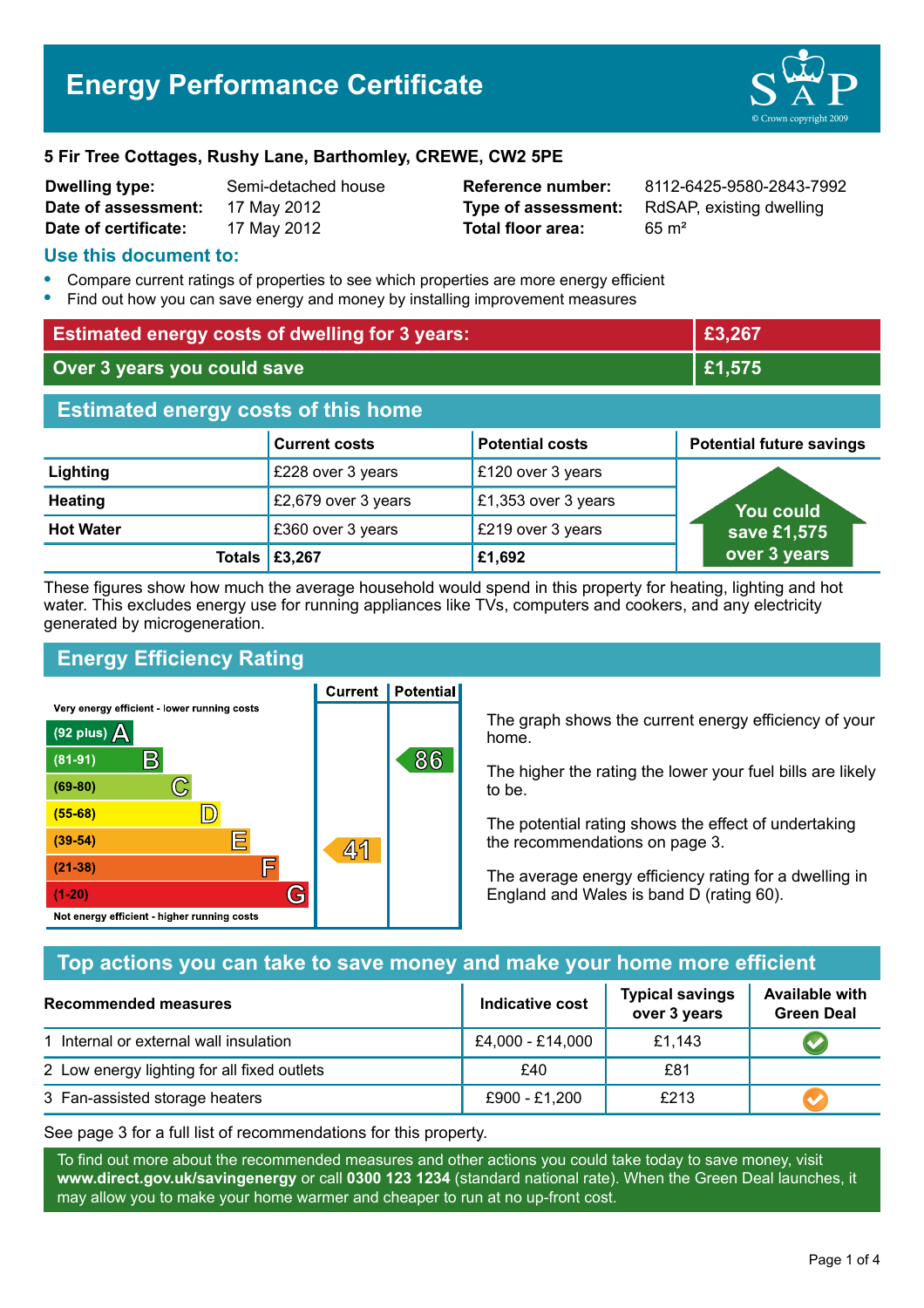# Energy Performance Certificate

**5 Fir Tree Cottages, Rushy Lane, Barthomley, CREWE, CW2 5PE**

| | | | |
|---|---|---|---|
| **Dwelling type:** | Semi-detached house | **Reference number:** | 8112-6425-9580-2843-7992 |
| **Date of assessment:** | 17 May 2012 | **Type of assessment:** | RdSAP, existing dwelling |
| **Date of certificate:** | 17 May 2012 | **Total floor area:** | 65 m² |

## Use this document to:

- Compare current ratings of properties to see which properties are more energy efficient
- Find out how you can save energy and money by installing improvement measures

| | |
|---|---|
| **Estimated energy costs of dwelling for 3 years:** | **£3,267** |
| **Over 3 years you could save** | **£1,575** |

## Estimated energy costs of this home

| | Current costs | Potential costs | Potential future savings |
|---|---|---|---|
| **Lighting** | £228 over 3 years | £120 over 3 years | You could save £1,575 over 3 years |
| **Heating** | £2,679 over 3 years | £1,353 over 3 years | |
| **Hot Water** | £360 over 3 years | £219 over 3 years | |
| **Totals** | **£3,267** | **£1,692** | |

These figures show how much the average household would spend in this property for heating, lighting and hot water. This excludes energy use for running appliances like TVs, computers and cookers, and any electricity generated by microgeneration.

## Energy Efficiency Rating

| Rating band | Current | Potential |
|---|---|---|
| Very energy efficient - lower running costs | | |
| (92 plus) A | | |
| (81-91) B | | 86 |
| (69-80) C | | |
| (55-68) D | | |
| (39-54) E | 41 | |
| (21-38) F | | |
| (1-20) G | | |
| Not energy efficient - higher running costs | | |

The graph shows the current energy efficiency of your home.

The higher the rating the lower your fuel bills are likely to be.

The potential rating shows the effect of undertaking the recommendations on page 3.

The average energy efficiency rating for a dwelling in England and Wales is band D (rating 60).

## Top actions you can take to save money and make your home more efficient

| Recommended measures | Indicative cost | Typical savings over 3 years | Available with Green Deal |
|---|---|---|---|
| 1 Internal or external wall insulation | £4,000 - £14,000 | £1,143 | ✔ |
| 2 Low energy lighting for all fixed outlets | £40 | £81 | |
| 3 Fan-assisted storage heaters | £900 - £1,200 | £213 | ✔ |

See page 3 for a full list of recommendations for this property.

To find out more about the recommended measures and other actions you could take today to save money, visit **www.direct.gov.uk/savingenergy** or call **0300 123 1234** (standard national rate). When the Green Deal launches, it may allow you to make your home warmer and cheaper to run at no up-front cost.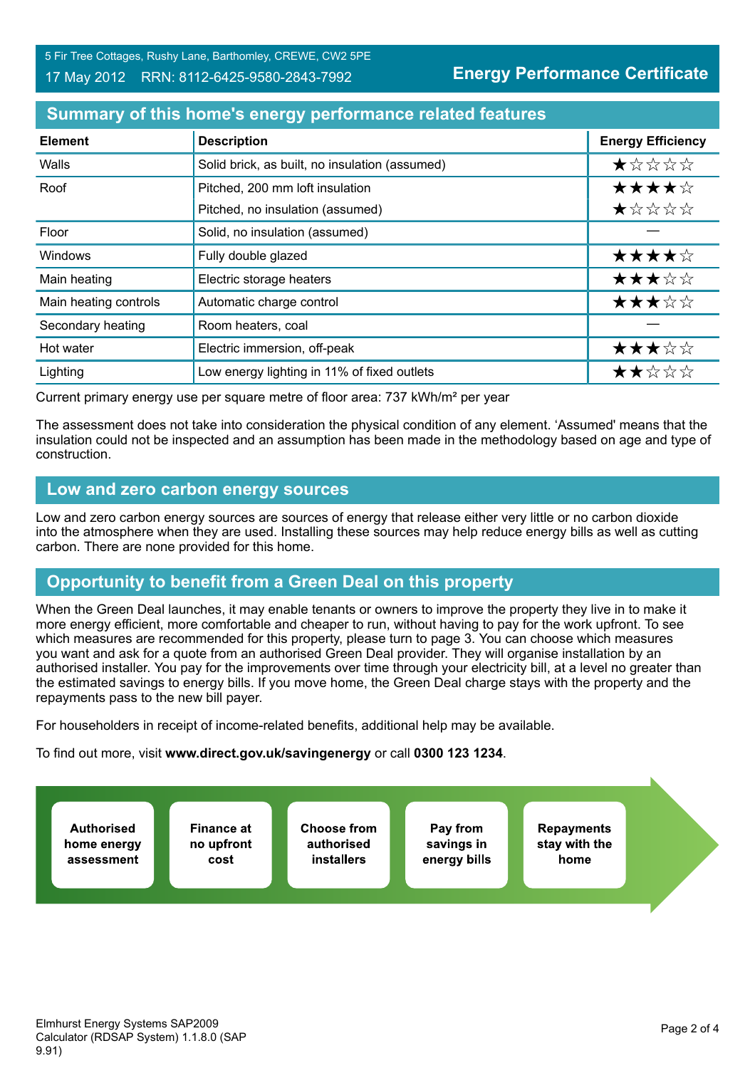5 Fir Tree Cottages, Rushy Lane, Barthomley, CREWE, CW2 5PE

17 May 2012 RRN: 8112-6425-9580-2843-7992

**Energy Performance Certificate**

## Summary of this home's energy performance related features

| Element | Description | Energy Efficiency |
|---|---|---|
| Walls | Solid brick, as built, no insulation (assumed) | ★☆☆☆☆ |
| Roof | Pitched, 200 mm loft insulation | ★★★★☆ |
| | Pitched, no insulation (assumed) | ★☆☆☆☆ |
| Floor | Solid, no insulation (assumed) | — |
| Windows | Fully double glazed | ★★★★☆ |
| Main heating | Electric storage heaters | ★★★☆☆ |
| Main heating controls | Automatic charge control | ★★★☆☆ |
| Secondary heating | Room heaters, coal | — |
| Hot water | Electric immersion, off-peak | ★★★☆☆ |
| Lighting | Low energy lighting in 11% of fixed outlets | ★★☆☆☆ |

Current primary energy use per square metre of floor area: 737 kWh/m² per year

The assessment does not take into consideration the physical condition of any element. 'Assumed' means that the insulation could not be inspected and an assumption has been made in the methodology based on age and type of construction.

## Low and zero carbon energy sources

Low and zero carbon energy sources are sources of energy that release either very little or no carbon dioxide into the atmosphere when they are used. Installing these sources may help reduce energy bills as well as cutting carbon. There are none provided for this home.

## Opportunity to benefit from a Green Deal on this property

When the Green Deal launches, it may enable tenants or owners to improve the property they live in to make it more energy efficient, more comfortable and cheaper to run, without having to pay for the work upfront. To see which measures are recommended for this property, please turn to page 3. You can choose which measures you want and ask for a quote from an authorised Green Deal provider. They will organise installation by an authorised installer. You pay for the improvements over time through your electricity bill, at a level no greater than the estimated savings to energy bills. If you move home, the Green Deal charge stays with the property and the repayments pass to the new bill payer.

For householders in receipt of income-related benefits, additional help may be available.

To find out more, visit **www.direct.gov.uk/savingenergy** or call **0300 123 1234**.

**Authorised home energy assessment** → **Finance at no upfront cost** → **Choose from authorised installers** → **Pay from savings in energy bills** → **Repayments stay with the home**

Elmhurst Energy Systems SAP2009 Calculator (RDSAP System) 1.1.8.0 (SAP 9.91)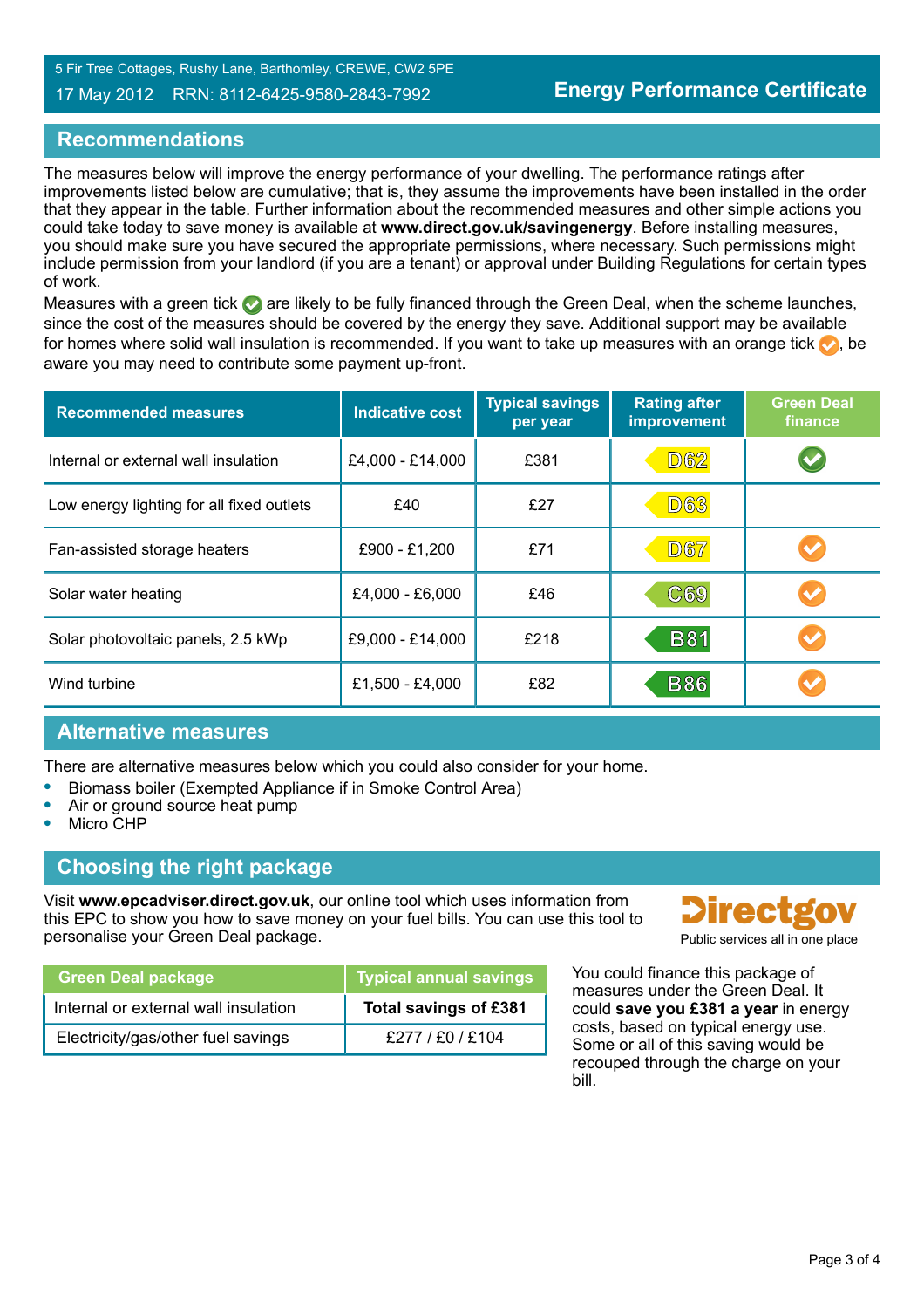5 Fir Tree Cottages, Rushy Lane, Barthomley, CREWE, CW2 5PE

17 May 2012 RRN: 8112-6425-9580-2843-7992

**Energy Performance Certificate**

## Recommendations

The measures below will improve the energy performance of your dwelling. The performance ratings after improvements listed below are cumulative; that is, they assume the improvements have been installed in the order that they appear in the table. Further information about the recommended measures and other simple actions you could take today to save money is available at **www.direct.gov.uk/savingenergy**. Before installing measures, you should make sure you have secured the appropriate permissions, where necessary. Such permissions might include permission from your landlord (if you are a tenant) or approval under Building Regulations for certain types of work.

Measures with a green tick ✔ are likely to be fully financed through the Green Deal, when the scheme launches, since the cost of the measures should be covered by the energy they save. Additional support may be available for homes where solid wall insulation is recommended. If you want to take up measures with an orange tick ✔, be aware you may need to contribute some payment up-front.

| Recommended measures | Indicative cost | Typical savings per year | Rating after improvement | Green Deal finance |
|---|---|---|---|---|
| Internal or external wall insulation | £4,000 - £14,000 | £381 | D62 | ✔ (green) |
| Low energy lighting for all fixed outlets | £40 | £27 | D63 | |
| Fan-assisted storage heaters | £900 - £1,200 | £71 | D67 | ✔ (orange) |
| Solar water heating | £4,000 - £6,000 | £46 | C69 | ✔ (orange) |
| Solar photovoltaic panels, 2.5 kWp | £9,000 - £14,000 | £218 | B81 | ✔ (orange) |
| Wind turbine | £1,500 - £4,000 | £82 | B86 | ✔ (orange) |

## Alternative measures

There are alternative measures below which you could also consider for your home.

- Biomass boiler (Exempted Appliance if in Smoke Control Area)
- Air or ground source heat pump
- Micro CHP

## Choosing the right package

Visit **www.epcadviser.direct.gov.uk**, our online tool which uses information from this EPC to show you how to save money on your fuel bills. You can use this tool to personalise your Green Deal package.

Directgov
Public services all in one place

| Green Deal package | Typical annual savings |
|---|---|
| Internal or external wall insulation | **Total savings of £381** |
| Electricity/gas/other fuel savings | £277 / £0 / £104 |

You could finance this package of measures under the Green Deal. It could **save you £381 a year** in energy costs, based on typical energy use. Some or all of this saving would be recouped through the charge on your bill.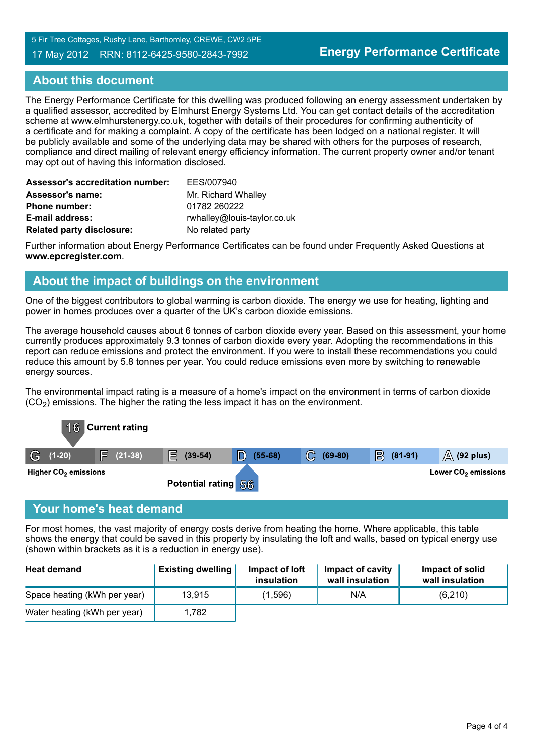5 Fir Tree Cottages, Rushy Lane, Barthomley, CREWE, CW2 5PE

17 May 2012 RRN: 8112-6425-9580-2843-7992

**Energy Performance Certificate**

## About this document

The Energy Performance Certificate for this dwelling was produced following an energy assessment undertaken by a qualified assessor, accredited by Elmhurst Energy Systems Ltd. You can get contact details of the accreditation scheme at www.elmhurstenergy.co.uk, together with details of their procedures for confirming authenticity of a certificate and for making a complaint. A copy of the certificate has been lodged on a national register. It will be publicly available and some of the underlying data may be shared with others for the purposes of research, compliance and direct mailing of relevant energy efficiency information. The current property owner and/or tenant may opt out of having this information disclosed.

| | |
|---|---|
| **Assessor's accreditation number:** | EES/007940 |
| **Assessor's name:** | Mr. Richard Whalley |
| **Phone number:** | 01782 260222 |
| **E-mail address:** | rwhalley@louis-taylor.co.uk |
| **Related party disclosure:** | No related party |

Further information about Energy Performance Certificates can be found under Frequently Asked Questions at **www.epcregister.com**.

## About the impact of buildings on the environment

One of the biggest contributors to global warming is carbon dioxide. The energy we use for heating, lighting and power in homes produces over a quarter of the UK's carbon dioxide emissions.

The average household causes about 6 tonnes of carbon dioxide every year. Based on this assessment, your home currently produces approximately 9.3 tonnes of carbon dioxide every year. Adopting the recommendations in this report can reduce emissions and protect the environment. If you were to install these recommendations you could reduce this amount by 5.8 tonnes per year. You could reduce emissions even more by switching to renewable energy sources.

The environmental impact rating is a measure of a home's impact on the environment in terms of carbon dioxide ($CO_2$) emissions. The higher the rating the less impact it has on the environment.

16 Current rating

G (1-20) F (21-38) E (39-54) D (55-68) C (69-80) B (81-91) A (92 plus)

Higher $CO_2$ emissions

Lower $CO_2$ emissions

Potential rating 56

## Your home's heat demand

For most homes, the vast majority of energy costs derive from heating the home. Where applicable, this table shows the energy that could be saved in this property by insulating the loft and walls, based on typical energy use (shown within brackets as it is a reduction in energy use).

| Heat demand | Existing dwelling | Impact of loft insulation | Impact of cavity wall insulation | Impact of solid wall insulation |
|---|---|---|---|---|
| Space heating (kWh per year) | 13,915 | (1,596) | N/A | (6,210) |
| Water heating (kWh per year) | 1,782 | | | |